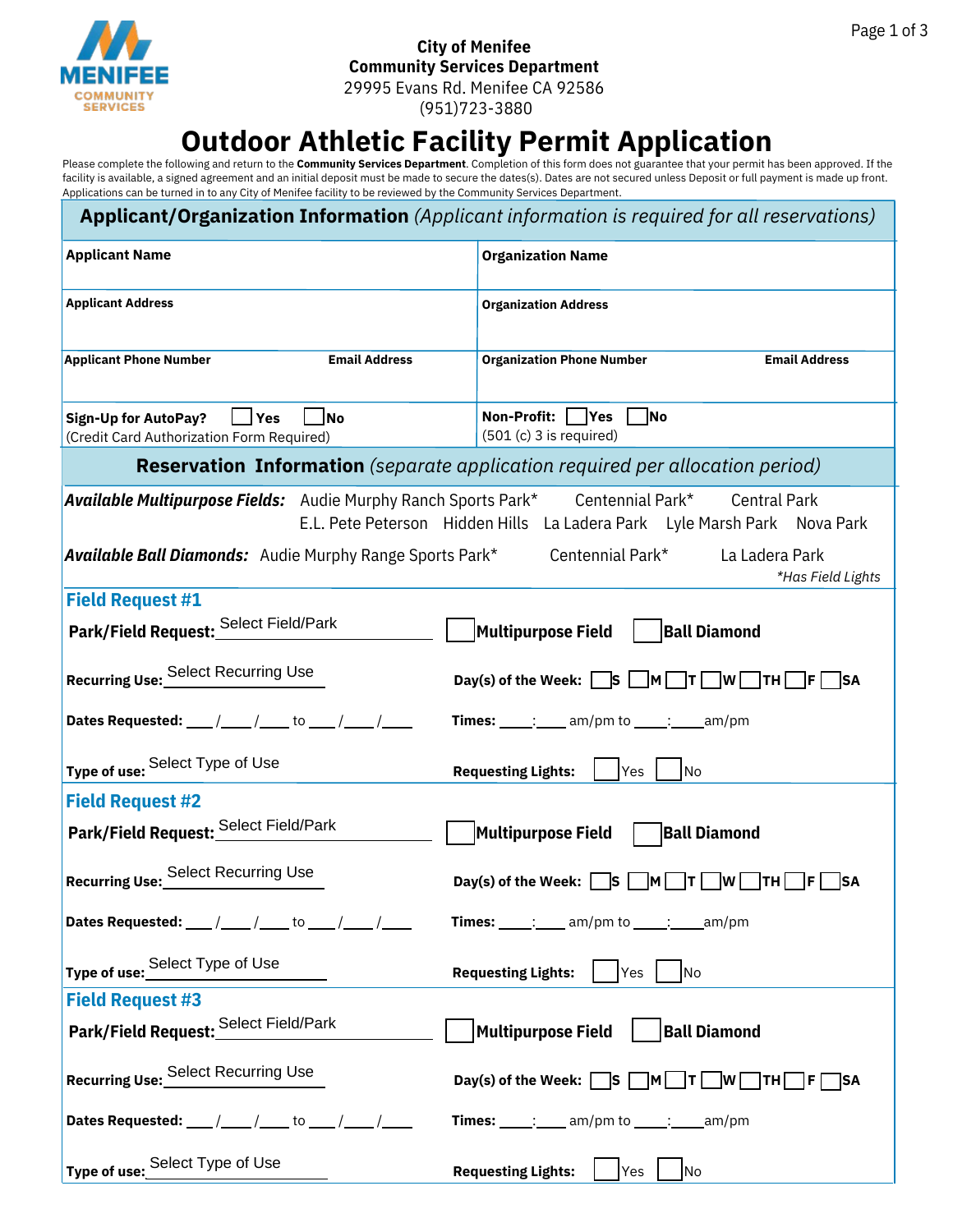City of Menifee
Community Services Department
29995 Evans Rd. Menifee CA 92586
(951)723-3880

# Outdoor Athletic Facility Permit Application

Please complete the following and return to the **Community Services Department**. Completion of this form does not guarantee that your permit has been approved. If the facility is available, a signed agreement and an initial deposit must be made to secure the dates(s). Dates are not secured unless Deposit or full payment is made up front. Applications can be turned in to any City of Menifee facility to be reviewed by the Community Services Department.

## Applicant/Organization Information *(Applicant information is required for all reservations)*

| | |
|---|---|
| **Applicant Name** | **Organization Name** |
| **Applicant Address** | **Organization Address** |
| **Applicant Phone Number** &nbsp;&nbsp; **Email Address** | **Organization Phone Number** &nbsp;&nbsp; **Email Address** |
| **Sign-Up for AutoPay?** ☐ Yes ☐ No (Credit Card Authorization Form Required) | **Non-Profit:** ☐ Yes ☐ No (501 (c) 3 is required) |

## Reservation Information *(separate application required per allocation period)*

***Available Multipurpose Fields:*** Audie Murphy Ranch Sports Park* Centennial Park* Central Park E.L. Pete Peterson Hidden Hills La Ladera Park Lyle Marsh Park Nova Park

***Available Ball Diamonds:*** Audie Murphy Range Sports Park* Centennial Park* La Ladera Park

*\*Has Field Lights*

### Field Request #1

**Park/Field Request:** Select Field/Park ☐ **Multipurpose Field** ☐ **Ball Diamond**

**Recurring Use:** Select Recurring Use **Day(s) of the Week:** ☐ S ☐ M ☐ T ☐ W ☐ TH ☐ F ☐ SA

**Dates Requested:** ___/___/___ to ___/___/___ **Times:** ___:___ am/pm to ___:___ am/pm

**Type of use:** Select Type of Use **Requesting Lights:** ☐ Yes ☐ No

### Field Request #2

**Park/Field Request:** Select Field/Park ☐ **Multipurpose Field** ☐ **Ball Diamond**

**Recurring Use:** Select Recurring Use **Day(s) of the Week:** ☐ S ☐ M ☐ T ☐ W ☐ TH ☐ F ☐ SA

**Dates Requested:** ___/___/___ to ___/___/___ **Times:** ___:___ am/pm to ___:___ am/pm

**Type of use:** Select Type of Use **Requesting Lights:** ☐ Yes ☐ No

### Field Request #3

**Park/Field Request:** Select Field/Park ☐ **Multipurpose Field** ☐ **Ball Diamond**

**Recurring Use:** Select Recurring Use **Day(s) of the Week:** ☐ S ☐ M ☐ T ☐ W ☐ TH ☐ F ☐ SA

**Dates Requested:** ___/___/___ to ___/___/___ **Times:** ___:___ am/pm to ___:___ am/pm

**Type of use:** Select Type of Use **Requesting Lights:** ☐ Yes ☐ No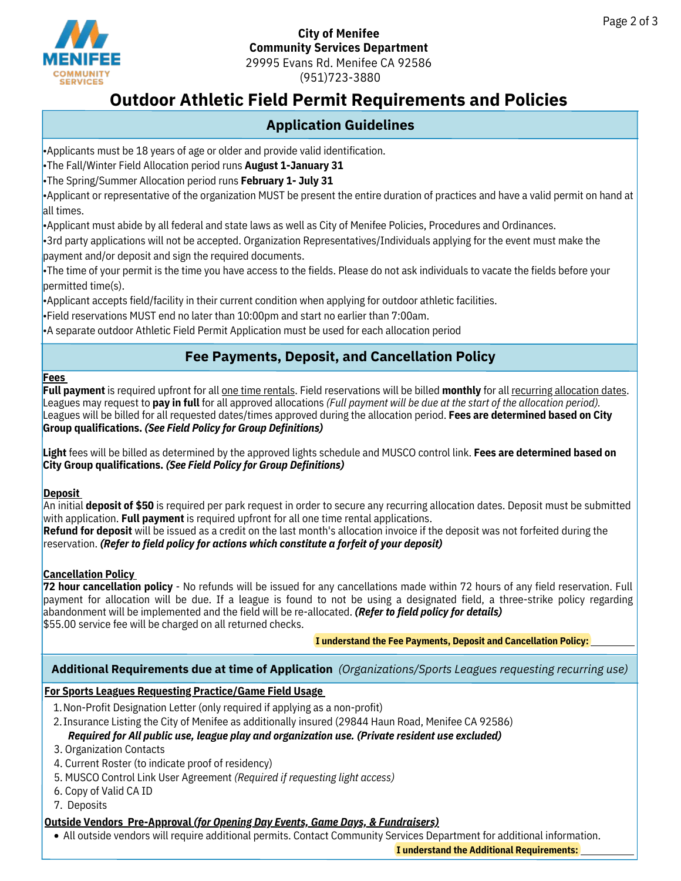**City of Menifee**
**Community Services Department**
29995 Evans Rd. Menifee CA 92586
(951)723-3880

# Outdoor Athletic Field Permit Requirements and Policies

## Application Guidelines

- Applicants must be 18 years of age or older and provide valid identification.
- The Fall/Winter Field Allocation period runs **August 1-January 31**
- The Spring/Summer Allocation period runs **February 1- July 31**
- Applicant or representative of the organization MUST be present the entire duration of practices and have a valid permit on hand at all times.
- Applicant must abide by all federal and state laws as well as City of Menifee Policies, Procedures and Ordinances.
- 3rd party applications will not be accepted. Organization Representatives/Individuals applying for the event must make the payment and/or deposit and sign the required documents.
- The time of your permit is the time you have access to the fields. Please do not ask individuals to vacate the fields before your permitted time(s).
- Applicant accepts field/facility in their current condition when applying for outdoor athletic facilities.
- Field reservations MUST end no later than 10:00pm and start no earlier than 7:00am.
- A separate outdoor Athletic Field Permit Application must be used for each allocation period

## Fee Payments, Deposit, and Cancellation Policy

**Fees**

**Full payment** is required upfront for all one time rentals. Field reservations will be billed **monthly** for all recurring allocation dates. Leagues may request to **pay in full** for all approved allocations *(Full payment will be due at the start of the allocation period).* Leagues will be billed for all requested dates/times approved during the allocation period. **Fees are determined based on City Group qualifications.** ***(See Field Policy for Group Definitions)***

**Light** fees will be billed as determined by the approved lights schedule and MUSCO control link. **Fees are determined based on City Group qualifications.** ***(See Field Policy for Group Definitions)***

**Deposit**

An initial **deposit of $50** is required per park request in order to secure any recurring allocation dates. Deposit must be submitted with application. **Full payment** is required upfront for all one time rental applications.
**Refund for deposit** will be issued as a credit on the last month's allocation invoice if the deposit was not forfeited during the reservation. ***(Refer to field policy for actions which constitute a forfeit of your deposit)***

**Cancellation Policy**

**72 hour cancellation policy** - No refunds will be issued for any cancellations made within 72 hours of any field reservation. Full payment for allocation will be due. If a league is found to not be using a designated field, a three-strike policy regarding abandonment will be implemented and the field will be re-allocated. ***(Refer to field policy for details)***
$55.00 service fee will be charged on all returned checks.

**I understand the Fee Payments, Deposit and Cancellation Policy:** ________

## Additional Requirements due at time of Application *(Organizations/Sports Leagues requesting recurring use)*

**For Sports Leagues Requesting Practice/Game Field Usage**

1. Non-Profit Designation Letter (only required if applying as a non-profit)
2. Insurance Listing the City of Menifee as additionally insured (29844 Haun Road, Menifee CA 92586)
   ***Required for All public use, league play and organization use. (Private resident use excluded)***
3. Organization Contacts
4. Current Roster (to indicate proof of residency)
5. MUSCO Control Link User Agreement *(Required if requesting light access)*
6. Copy of Valid CA ID
7. Deposits

**Outside Vendors Pre-Approval *(for Opening Day Events, Game Days, & Fundraisers)***

- All outside vendors will require additional permits. Contact Community Services Department for additional information.

**I understand the Additional Requirements:** ________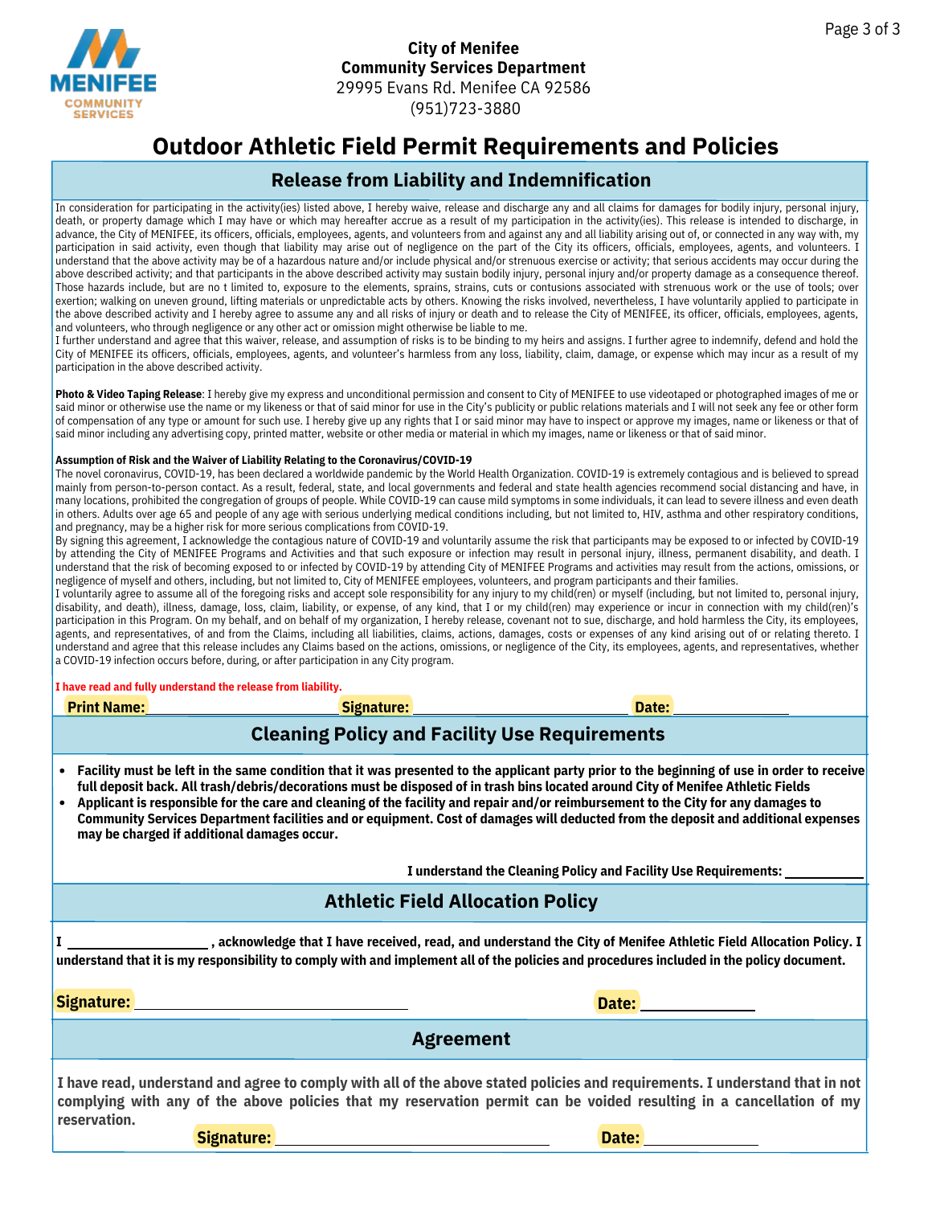City of Menifee
**Community Services Department**
29995 Evans Rd. Menifee CA 92586
(951)723-3880

# Outdoor Athletic Field Permit Requirements and Policies

## Release from Liability and Indemnification

In consideration for participating in the activity(ies) listed above, I hereby waive, release and discharge any and all claims for damages for bodily injury, personal injury, death, or property damage which I may have or which may hereafter accrue as a result of my participation in the activity(ies). This release is intended to discharge, in advance, the City of MENIFEE, its officers, officials, employees, agents, and volunteers from and against any and all liability arising out of, or connected in any way with, my participation in said activity, even though that liability may arise out of negligence on the part of the City its officers, officials, employees, agents, and volunteers. I understand that the above activity may be of a hazardous nature and/or include physical and/or strenuous exercise or activity; that serious accidents may occur during the above described activity; and that participants in the above described activity may sustain bodily injury, personal injury and/or property damage as a consequence thereof. Those hazards include, but are no t limited to, exposure to the elements, sprains, strains, cuts or contusions associated with strenuous work or the use of tools; over exertion; walking on uneven ground, lifting materials or unpredictable acts by others. Knowing the risks involved, nevertheless, I have voluntarily applied to participate in the above described activity and I hereby agree to assume any and all risks of injury or death and to release the City of MENIFEE, its officer, officials, employees, agents, and volunteers, who through negligence or any other act or omission might otherwise be liable to me.
I further understand and agree that this waiver, release, and assumption of risks is to be binding to my heirs and assigns. I further agree to indemnify, defend and hold the City of MENIFEE its officers, officials, employees, agents, and volunteer's harmless from any loss, liability, claim, damage, or expense which may incur as a result of my participation in the above described activity.

**Photo & Video Taping Release**: I hereby give my express and unconditional permission and consent to City of MENIFEE to use videotaped or photographed images of me or said minor or otherwise use the name or my likeness or that of said minor for use in the City's publicity or public relations materials and I will not seek any fee or other form of compensation of any type or amount for such use. I hereby give up any rights that I or said minor may have to inspect or approve my images, name or likeness or that of said minor including any advertising copy, printed matter, website or other media or material in which my images, name or likeness or that of said minor.

**Assumption of Risk and the Waiver of Liability Relating to the Coronavirus/COVID-19**
The novel coronavirus, COVID-19, has been declared a worldwide pandemic by the World Health Organization. COVID-19 is extremely contagious and is believed to spread mainly from person-to-person contact. As a result, federal, state, and local governments and federal and state health agencies recommend social distancing and have, in many locations, prohibited the congregation of groups of people. While COVID-19 can cause mild symptoms in some individuals, it can lead to severe illness and even death in others. Adults over age 65 and people of any age with serious underlying medical conditions including, but not limited to, HIV, asthma and other respiratory conditions, and pregnancy, may be a higher risk for more serious complications from COVID-19.
By signing this agreement, I acknowledge the contagious nature of COVID-19 and voluntarily assume the risk that participants may be exposed to or infected by COVID-19 by attending the City of MENIFEE Programs and Activities and that such exposure or infection may result in personal injury, illness, permanent disability, and death. I understand that the risk of becoming exposed to or infected by COVID-19 by attending City of MENIFEE Programs and activities may result from the actions, omissions, or negligence of myself and others, including, but not limited to, City of MENIFEE employees, volunteers, and program participants and their families.
I voluntarily agree to assume all of the foregoing risks and accept sole responsibility for any injury to my child(ren) or myself (including, but not limited to, personal injury, disability, and death), illness, damage, loss, claim, liability, or expense, of any kind, that I or my child(ren) may experience or incur in connection with my child(ren)'s participation in this Program. On my behalf, and on behalf of my organization, I hereby release, covenant not to sue, discharge, and hold harmless the City, its employees, agents, and representatives, of and from the Claims, including all liabilities, claims, actions, damages, costs or expenses of any kind arising out of or relating thereto. I understand and agree that this release includes any Claims based on the actions, omissions, or negligence of the City, its employees, agents, and representatives, whether a COVID-19 infection occurs before, during, or after participation in any City program.

**I have read and fully understand the release from liability.**

**Print Name:** ____________________ **Signature:** ____________________ **Date:** ____________

## Cleaning Policy and Facility Use Requirements

- **Facility must be left in the same condition that it was presented to the applicant party prior to the beginning of use in order to receive full deposit back. All trash/debris/decorations must be disposed of in trash bins located around City of Menifee Athletic Fields**
- **Applicant is responsible for the care and cleaning of the facility and repair and/or reimbursement to the City for any damages to Community Services Department facilities and or equipment. Cost of damages will deducted from the deposit and additional expenses may be charged if additional damages occur.**

**I understand the Cleaning Policy and Facility Use Requirements:** __________

## Athletic Field Allocation Policy

**I ____________________, acknowledge that I have received, read, and understand the City of Menifee Athletic Field Allocation Policy. I understand that it is my responsibility to comply with and implement all of the policies and procedures included in the policy document.**

**Signature:** ______________________________ **Date:** ____________

## Agreement

**I have read, understand and agree to comply with all of the above stated policies and requirements. I understand that in not complying with any of the above policies that my reservation permit can be voided resulting in a cancellation of my reservation.**

**Signature:** ______________________________ **Date:** ____________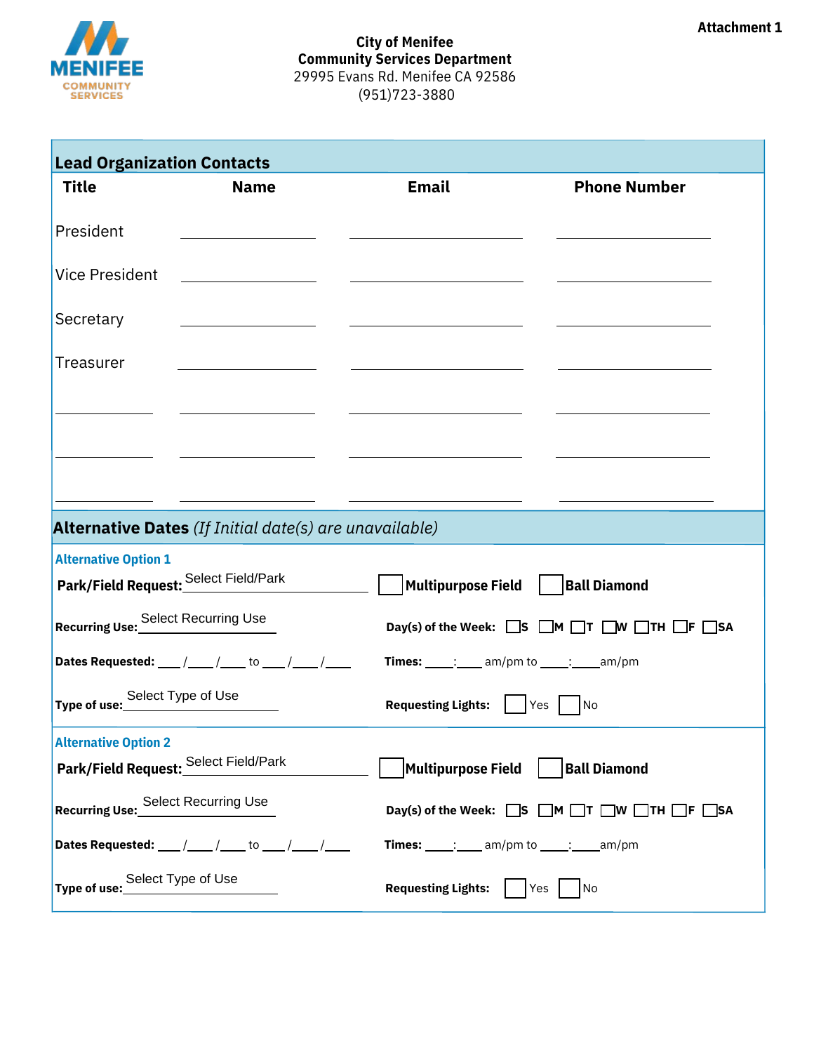Attachment 1

**City of Menifee**
**Community Services Department**
29995 Evans Rd. Menifee CA 92586
(951)723-3880

## Lead Organization Contacts

| Title | Name | Email | Phone Number |
|---|---|---|---|
| President | | | |
| Vice President | | | |
| Secretary | | | |
| Treasurer | | | |
| | | | |
| | | | |
| | | | |

## Alternative Dates *(If Initial date(s) are unavailable)*

### Alternative Option 1

**Park/Field Request:** Select Field/Park ☐ **Multipurpose Field** ☐ **Ball Diamond**

**Recurring Use:** Select Recurring Use **Day(s) of the Week:** ☐S ☐M ☐T ☐W ☐TH ☐F ☐SA

**Dates Requested:** ___/___/___ to ___/___/___ **Times:** ____:____ am/pm to ____:____am/pm

**Type of use:** Select Type of Use **Requesting Lights:** ☐ Yes ☐ No

### Alternative Option 2

**Park/Field Request:** Select Field/Park ☐ **Multipurpose Field** ☐ **Ball Diamond**

**Recurring Use:** Select Recurring Use **Day(s) of the Week:** ☐S ☐M ☐T ☐W ☐TH ☐F ☐SA

**Dates Requested:** ___/___/___ to ___/___/___ **Times:** ____:____ am/pm to ____:____am/pm

**Type of use:** Select Type of Use **Requesting Lights:** ☐ Yes ☐ No